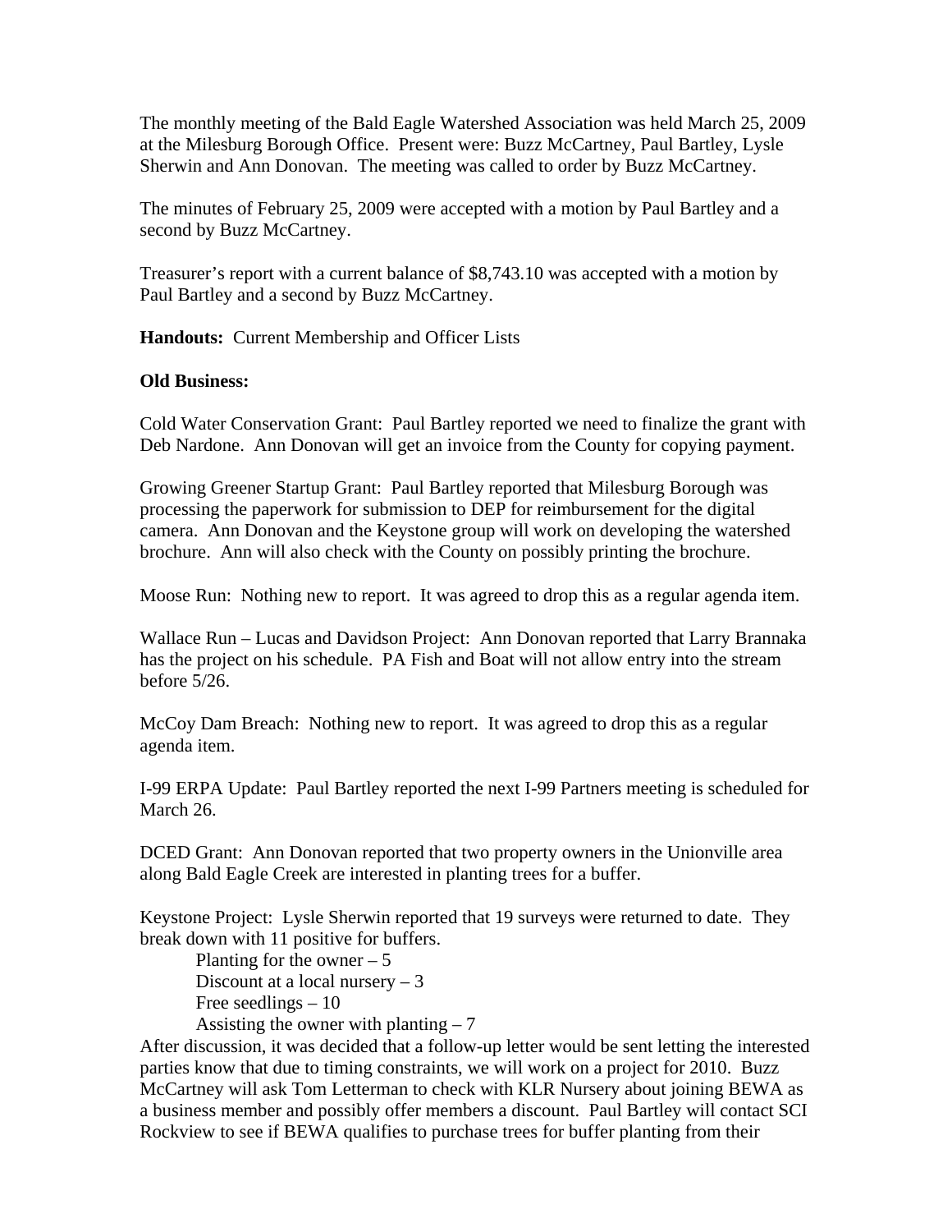The monthly meeting of the Bald Eagle Watershed Association was held March 25, 2009 at the Milesburg Borough Office. Present were: Buzz McCartney, Paul Bartley, Lysle Sherwin and Ann Donovan. The meeting was called to order by Buzz McCartney.

The minutes of February 25, 2009 were accepted with a motion by Paul Bartley and a second by Buzz McCartney.

Treasurer's report with a current balance of $8,743.10 was accepted with a motion by Paul Bartley and a second by Buzz McCartney.

**Handouts:** Current Membership and Officer Lists

**Old Business:**

Cold Water Conservation Grant: Paul Bartley reported we need to finalize the grant with Deb Nardone. Ann Donovan will get an invoice from the County for copying payment.

Growing Greener Startup Grant: Paul Bartley reported that Milesburg Borough was processing the paperwork for submission to DEP for reimbursement for the digital camera. Ann Donovan and the Keystone group will work on developing the watershed brochure. Ann will also check with the County on possibly printing the brochure.

Moose Run: Nothing new to report. It was agreed to drop this as a regular agenda item.

Wallace Run – Lucas and Davidson Project: Ann Donovan reported that Larry Brannaka has the project on his schedule. PA Fish and Boat will not allow entry into the stream before 5/26.

McCoy Dam Breach: Nothing new to report. It was agreed to drop this as a regular agenda item.

I-99 ERPA Update: Paul Bartley reported the next I-99 Partners meeting is scheduled for March 26.

DCED Grant: Ann Donovan reported that two property owners in the Unionville area along Bald Eagle Creek are interested in planting trees for a buffer.

Keystone Project: Lysle Sherwin reported that 19 surveys were returned to date. They break down with 11 positive for buffers.

- Planting for the owner – 5
- Discount at a local nursery – 3
- Free seedlings – 10
- Assisting the owner with planting – 7

After discussion, it was decided that a follow-up letter would be sent letting the interested parties know that due to timing constraints, we will work on a project for 2010. Buzz McCartney will ask Tom Letterman to check with KLR Nursery about joining BEWA as a business member and possibly offer members a discount. Paul Bartley will contact SCI Rockview to see if BEWA qualifies to purchase trees for buffer planting from their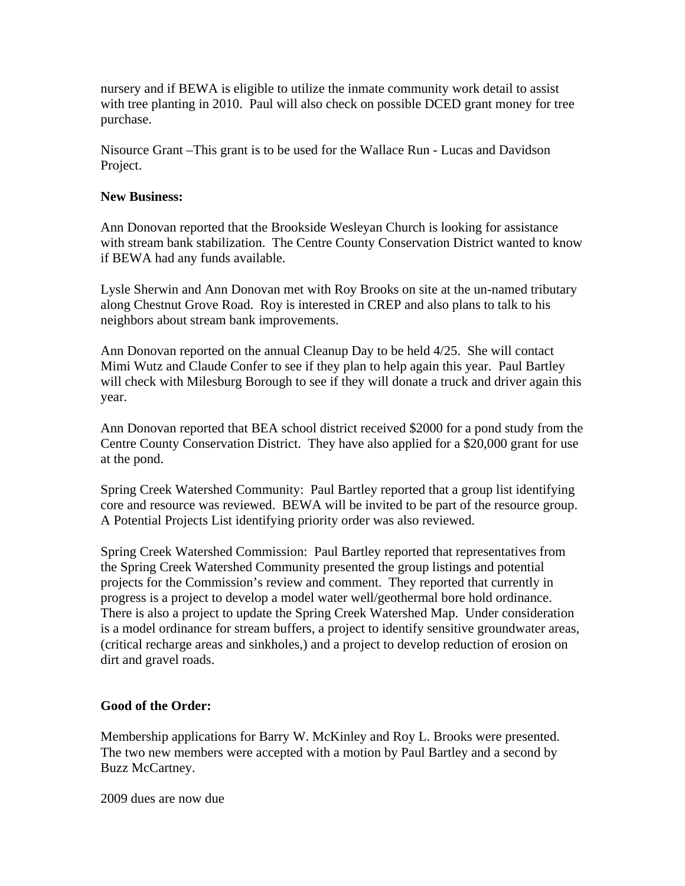nursery and if BEWA is eligible to utilize the inmate community work detail to assist with tree planting in 2010. Paul will also check on possible DCED grant money for tree purchase.

Nisource Grant –This grant is to be used for the Wallace Run - Lucas and Davidson Project.

**New Business:**

Ann Donovan reported that the Brookside Wesleyan Church is looking for assistance with stream bank stabilization. The Centre County Conservation District wanted to know if BEWA had any funds available.

Lysle Sherwin and Ann Donovan met with Roy Brooks on site at the un-named tributary along Chestnut Grove Road. Roy is interested in CREP and also plans to talk to his neighbors about stream bank improvements.

Ann Donovan reported on the annual Cleanup Day to be held 4/25. She will contact Mimi Wutz and Claude Confer to see if they plan to help again this year. Paul Bartley will check with Milesburg Borough to see if they will donate a truck and driver again this year.

Ann Donovan reported that BEA school district received $2000 for a pond study from the Centre County Conservation District. They have also applied for a $20,000 grant for use at the pond.

Spring Creek Watershed Community: Paul Bartley reported that a group list identifying core and resource was reviewed. BEWA will be invited to be part of the resource group. A Potential Projects List identifying priority order was also reviewed.

Spring Creek Watershed Commission: Paul Bartley reported that representatives from the Spring Creek Watershed Community presented the group listings and potential projects for the Commission's review and comment. They reported that currently in progress is a project to develop a model water well/geothermal bore hold ordinance. There is also a project to update the Spring Creek Watershed Map. Under consideration is a model ordinance for stream buffers, a project to identify sensitive groundwater areas, (critical recharge areas and sinkholes,) and a project to develop reduction of erosion on dirt and gravel roads.

**Good of the Order:**

Membership applications for Barry W. McKinley and Roy L. Brooks were presented. The two new members were accepted with a motion by Paul Bartley and a second by Buzz McCartney.

2009 dues are now due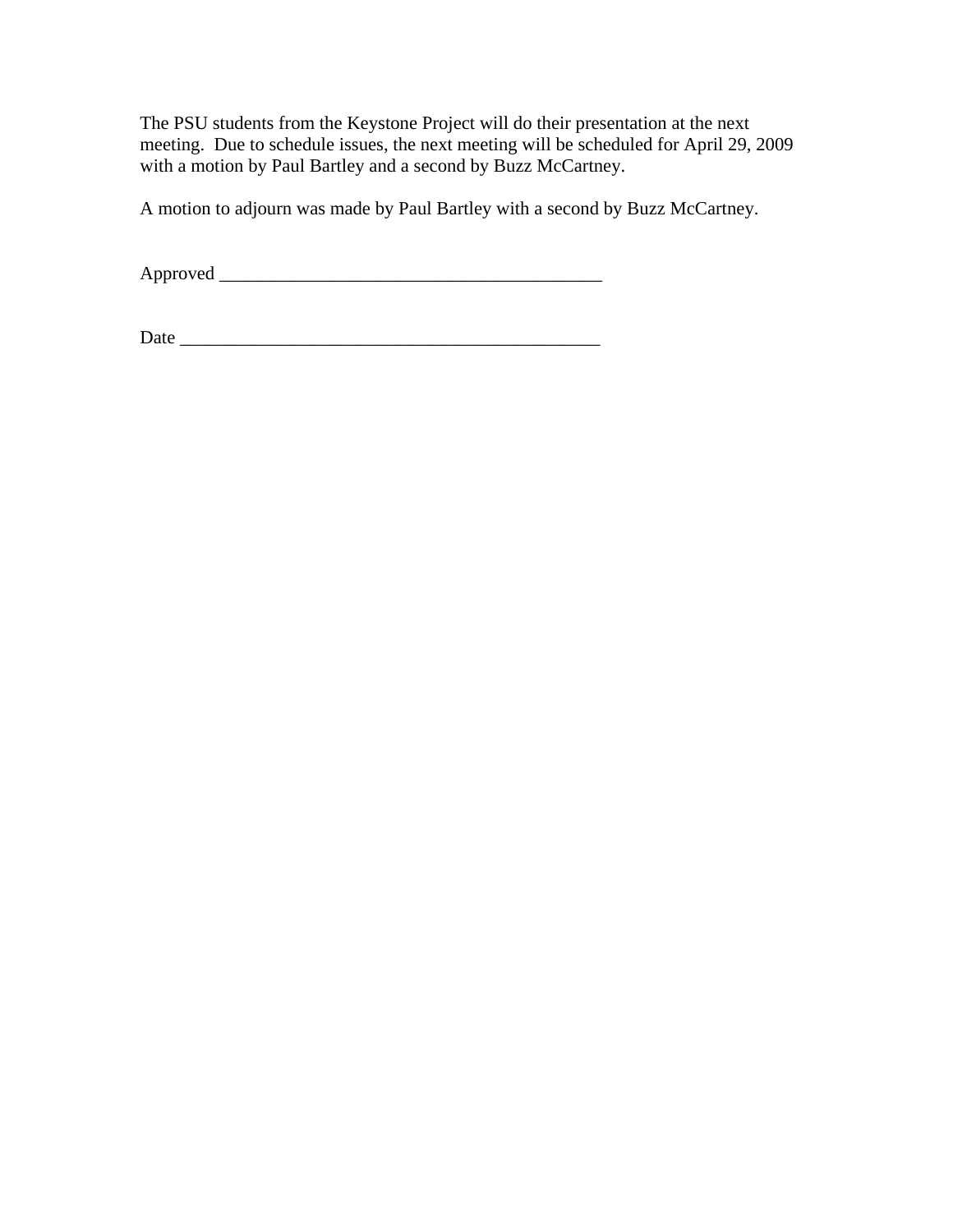The PSU students from the Keystone Project will do their presentation at the next meeting. Due to schedule issues, the next meeting will be scheduled for April 29, 2009 with a motion by Paul Bartley and a second by Buzz McCartney.

A motion to adjourn was made by Paul Bartley with a second by Buzz McCartney.

Approved ________________________________________

Date ____________________________________________